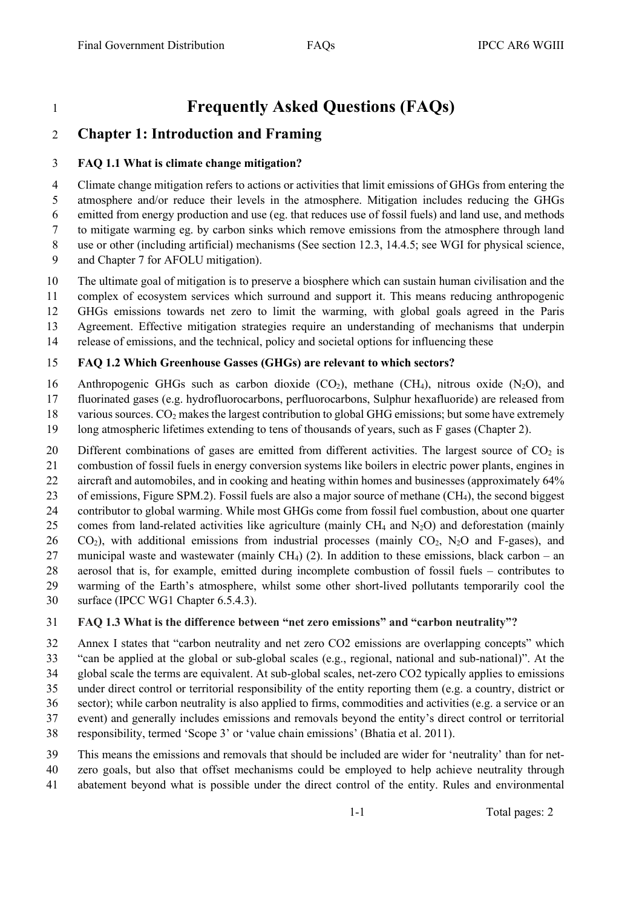# Frequently Asked Questions (FAQs)

## Chapter 1: Introduction and Framing

### FAQ 1.1 What is climate change mitigation?

Climate change mitigation refers to actions or activities that limit emissions of GHGs from entering the atmosphere and/or reduce their levels in the atmosphere. Mitigation includes reducing the GHGs emitted from energy production and use (eg. that reduces use of fossil fuels) and land use, and methods to mitigate warming eg. by carbon sinks which remove emissions from the atmosphere through land use or other (including artificial) mechanisms (See section 12.3, 14.4.5; see WGI for physical science, and Chapter 7 for AFOLU mitigation).

The ultimate goal of mitigation is to preserve a biosphere which can sustain human civilisation and the complex of ecosystem services which surround and support it. This means reducing anthropogenic GHGs emissions towards net zero to limit the warming, with global goals agreed in the Paris Agreement. Effective mitigation strategies require an understanding of mechanisms that underpin release of emissions, and the technical, policy and societal options for influencing these

### FAQ 1.2 Which Greenhouse Gasses (GHGs) are relevant to which sectors?

Anthropogenic GHGs such as carbon dioxide ($CO_2$), methane ($CH_4$), nitrous oxide ($N_2O$), and fluorinated gases (e.g. hydrofluorocarbons, perfluorocarbons, Sulphur hexafluoride) are released from various sources. $CO_2$ makes the largest contribution to global GHG emissions; but some have extremely long atmospheric lifetimes extending to tens of thousands of years, such as F gases (Chapter 2).

Different combinations of gases are emitted from different activities. The largest source of $CO_2$ is combustion of fossil fuels in energy conversion systems like boilers in electric power plants, engines in aircraft and automobiles, and in cooking and heating within homes and businesses (approximately 64% of emissions, Figure SPM.2). Fossil fuels are also a major source of methane ($CH_4$), the second biggest contributor to global warming. While most GHGs come from fossil fuel combustion, about one quarter comes from land-related activities like agriculture (mainly $CH_4$ and $N_2O$) and deforestation (mainly $CO_2$), with additional emissions from industrial processes (mainly $CO_2$, $N_2O$ and F-gases), and municipal waste and wastewater (mainly $CH_4$) (2). In addition to these emissions, black carbon – an aerosol that is, for example, emitted during incomplete combustion of fossil fuels – contributes to warming of the Earth's atmosphere, whilst some other short-lived pollutants temporarily cool the surface (IPCC WG1 Chapter 6.5.4.3).

### FAQ 1.3 What is the difference between "net zero emissions" and "carbon neutrality"?

Annex I states that "carbon neutrality and net zero CO2 emissions are overlapping concepts" which "can be applied at the global or sub-global scales (e.g., regional, national and sub-national)". At the global scale the terms are equivalent. At sub-global scales, net-zero CO2 typically applies to emissions under direct control or territorial responsibility of the entity reporting them (e.g. a country, district or sector); while carbon neutrality is also applied to firms, commodities and activities (e.g. a service or an event) and generally includes emissions and removals beyond the entity's direct control or territorial responsibility, termed 'Scope 3' or 'value chain emissions' (Bhatia et al. 2011).

This means the emissions and removals that should be included are wider for 'neutrality' than for net-zero goals, but also that offset mechanisms could be employed to help achieve neutrality through abatement beyond what is possible under the direct control of the entity. Rules and environmental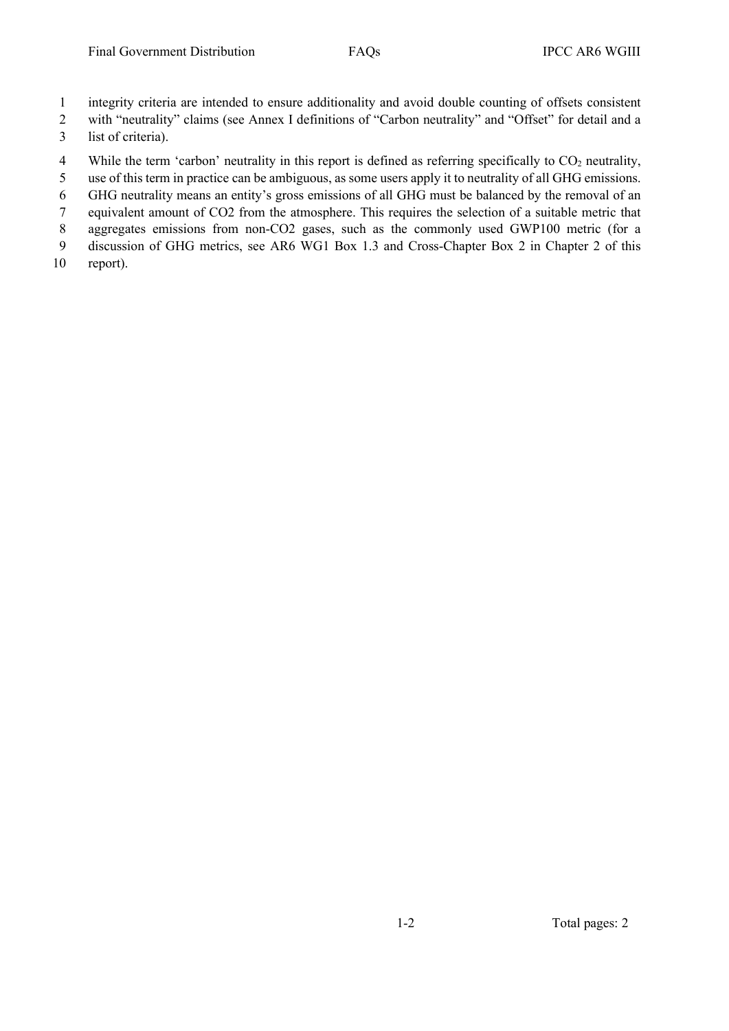integrity criteria are intended to ensure additionality and avoid double counting of offsets consistent with "neutrality" claims (see Annex I definitions of "Carbon neutrality" and "Offset" for detail and a list of criteria).

While the term 'carbon' neutrality in this report is defined as referring specifically to $CO_2$ neutrality, use of this term in practice can be ambiguous, as some users apply it to neutrality of all GHG emissions. GHG neutrality means an entity's gross emissions of all GHG must be balanced by the removal of an equivalent amount of CO2 from the atmosphere. This requires the selection of a suitable metric that aggregates emissions from non-CO2 gases, such as the commonly used GWP100 metric (for a discussion of GHG metrics, see AR6 WG1 Box 1.3 and Cross-Chapter Box 2 in Chapter 2 of this report).